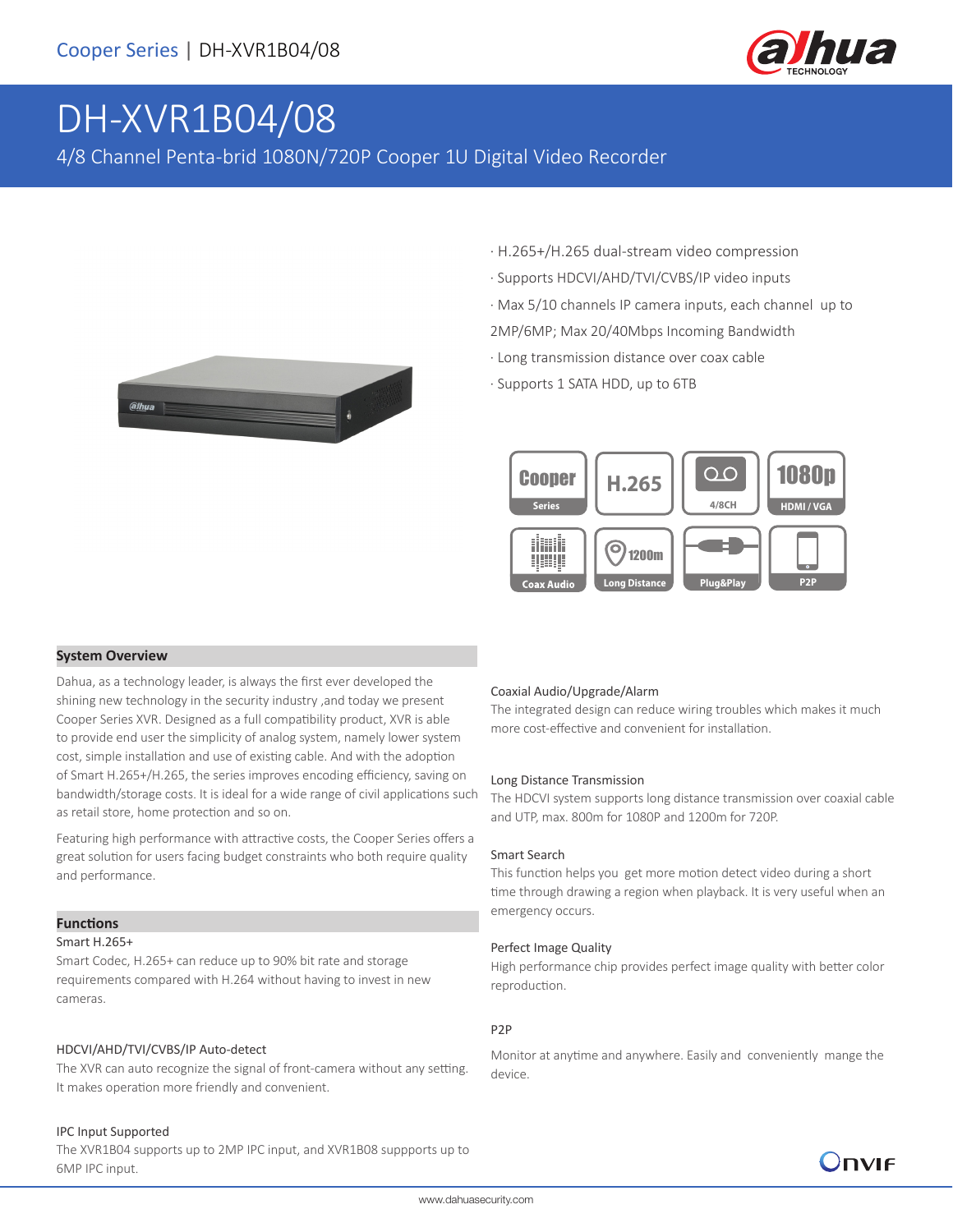# DH-XVR1B04/08

4/8 Channel Penta-brid 1080N/720P Cooper 1U Digital Video Recorder

- H.265+/H.265 dual-stream video compression
- Supports HDCVI/AHD/TVI/CVBS/IP video inputs
- Max 5/10 channels IP camera inputs, each channel up to 2MP/6MP; Max 20/40Mbps Incoming Bandwidth
- Long transmission distance over coax cable
- Supports 1 SATA HDD, up to 6TB

## System Overview

Dahua, as a technology leader, is always the first ever developed the shining new technology in the security industry ,and today we present Cooper Series XVR. Designed as a full compatibility product, XVR is able to provide end user the simplicity of analog system, namely lower system cost, simple installation and use of existing cable. And with the adoption of Smart H.265+/H.265, the series improves encoding efficiency, saving on bandwidth/storage costs. It is ideal for a wide range of civil applications such as retail store, home protection and so on.

Featuring high performance with attractive costs, the Cooper Series offers a great solution for users facing budget constraints who both require quality and performance.

## Functions

### Smart H.265+

Smart Codec, H.265+ can reduce up to 90% bit rate and storage requirements compared with H.264 without having to invest in new cameras.

### HDCVI/AHD/TVI/CVBS/IP Auto-detect

The XVR can auto recognize the signal of front-camera without any setting. It makes operation more friendly and convenient.

### IPC Input Supported

The XVR1B04 supports up to 2MP IPC input, and XVR1B08 suppports up to 6MP IPC input.

### Coaxial Audio/Upgrade/Alarm

The integrated design can reduce wiring troubles which makes it much more cost-effective and convenient for installation.

### Long Distance Transmission

The HDCVI system supports long distance transmission over coaxial cable and UTP, max. 800m for 1080P and 1200m for 720P.

### Smart Search

This function helps you get more motion detect video during a short time through drawing a region when playback. It is very useful when an emergency occurs.

### Perfect Image Quality

High performance chip provides perfect image quality with better color reproduction.

### P2P

Monitor at anytime and anywhere. Easily and conveniently mange the device.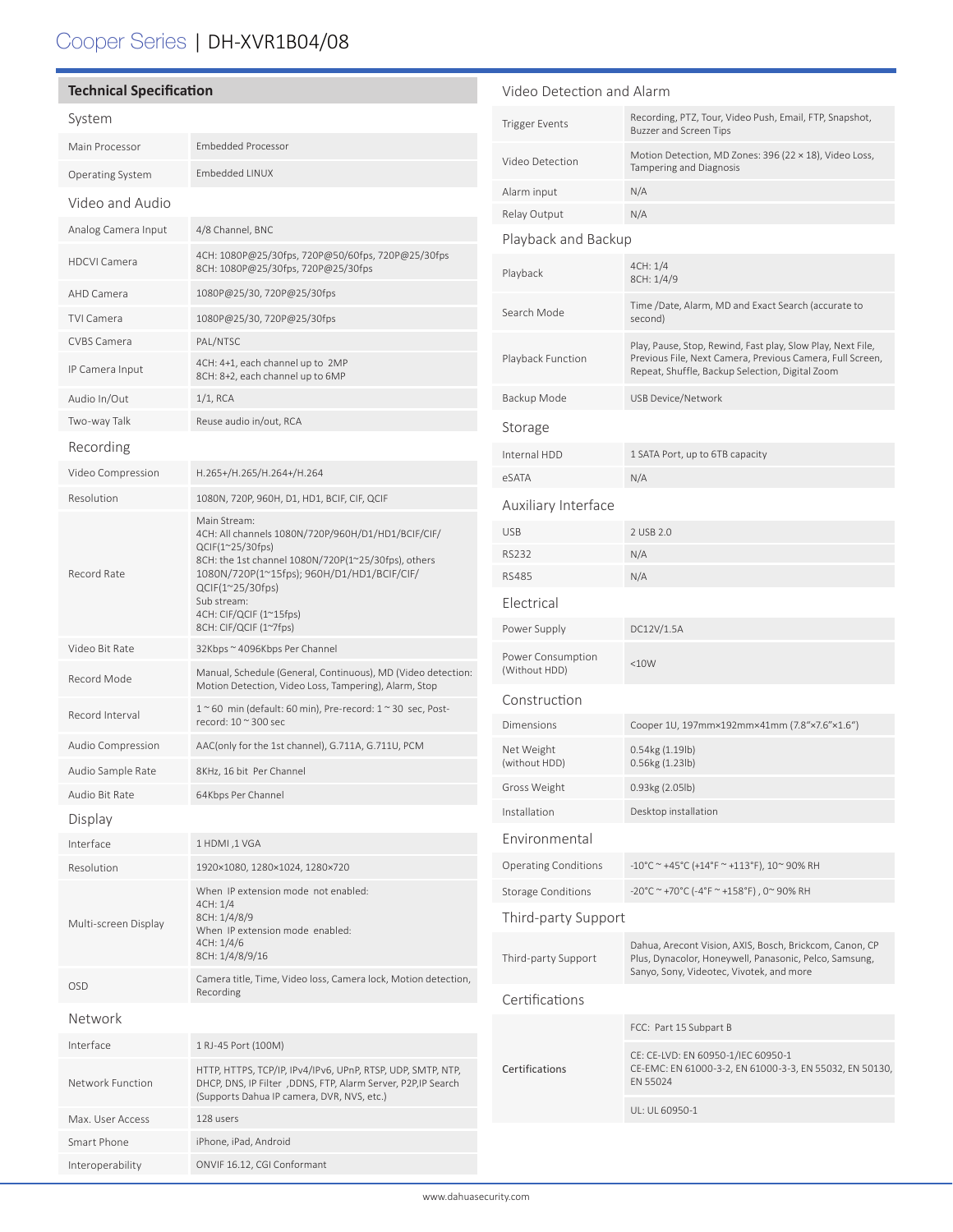# Cooper Series | DH-XVR1B04/08

## Technical Specification

### System

| | |
|---|---|
| Main Processor | Embedded Processor |
| Operating System | Embedded LINUX |

### Video and Audio

| | |
|---|---|
| Analog Camera Input | 4/8 Channel, BNC |
| HDCVI Camera | 4CH: 1080P@25/30fps, 720P@50/60fps, 720P@25/30fps<br>8CH: 1080P@25/30fps, 720P@25/30fps |
| AHD Camera | 1080P@25/30, 720P@25/30fps |
| TVI Camera | 1080P@25/30, 720P@25/30fps |
| CVBS Camera | PAL/NTSC |
| IP Camera Input | 4CH: 4+1, each channel up to 2MP<br>8CH: 8+2, each channel up to 6MP |
| Audio In/Out | 1/1, RCA |
| Two-way Talk | Reuse audio in/out, RCA |

### Recording

| | |
|---|---|
| Video Compression | H.265+/H.265/H.264+/H.264 |
| Resolution | 1080N, 720P, 960H, D1, HD1, BCIF, CIF, QCIF |
| Record Rate | Main Stream:<br>4CH: All channels 1080N/720P/960H/D1/HD1/BCIF/CIF/QCIF(1~25/30fps)<br>8CH: the 1st channel 1080N/720P(1~25/30fps), others 1080N/720P(1~15fps); 960H/D1/HD1/BCIF/CIF/QCIF(1~25/30fps)<br>Sub stream:<br>4CH: CIF/QCIF (1~15fps)<br>8CH: CIF/QCIF (1~7fps) |
| Video Bit Rate | 32Kbps ~ 4096Kbps Per Channel |
| Record Mode | Manual, Schedule (General, Continuous), MD (Video detection: Motion Detection, Video Loss, Tampering), Alarm, Stop |
| Record Interval | 1 ~ 60 min (default: 60 min), Pre-record: 1 ~ 30 sec, Post-record: 10 ~ 300 sec |
| Audio Compression | AAC(only for the 1st channel), G.711A, G.711U, PCM |
| Audio Sample Rate | 8KHz, 16 bit Per Channel |
| Audio Bit Rate | 64Kbps Per Channel |

### Display

| | |
|---|---|
| Interface | 1 HDMI ,1 VGA |
| Resolution | 1920×1080, 1280×1024, 1280×720 |
| Multi-screen Display | When IP extension mode not enabled:<br>4CH: 1/4<br>8CH: 1/4/8/9<br>When IP extension mode enabled:<br>4CH: 1/4/6<br>8CH: 1/4/8/9/16 |
| OSD | Camera title, Time, Video loss, Camera lock, Motion detection, Recording |

### Network

| | |
|---|---|
| Interface | 1 RJ-45 Port (100M) |
| Network Function | HTTP, HTTPS, TCP/IP, IPv4/IPv6, UPnP, RTSP, UDP, SMTP, NTP, DHCP, DNS, IP Filter ,DDNS, FTP, Alarm Server, P2P,IP Search (Supports Dahua IP camera, DVR, NVS, etc.) |
| Max. User Access | 128 users |
| Smart Phone | iPhone, iPad, Android |
| Interoperability | ONVIF 16.12, CGI Conformant |

### Video Detection and Alarm

| | |
|---|---|
| Trigger Events | Recording, PTZ, Tour, Video Push, Email, FTP, Snapshot, Buzzer and Screen Tips |
| Video Detection | Motion Detection, MD Zones: 396 (22 × 18), Video Loss, Tampering and Diagnosis |
| Alarm input | N/A |
| Relay Output | N/A |

### Playback and Backup

| | |
|---|---|
| Playback | 4CH: 1/4<br>8CH: 1/4/9 |
| Search Mode | Time /Date, Alarm, MD and Exact Search (accurate to second) |
| Playback Function | Play, Pause, Stop, Rewind, Fast play, Slow Play, Next File, Previous File, Next Camera, Previous Camera, Full Screen, Repeat, Shuffle, Backup Selection, Digital Zoom |
| Backup Mode | USB Device/Network |

### Storage

| | |
|---|---|
| Internal HDD | 1 SATA Port, up to 6TB capacity |
| eSATA | N/A |

### Auxiliary Interface

| | |
|---|---|
| USB | 2 USB 2.0 |
| RS232 | N/A |
| RS485 | N/A |

### Electrical

| | |
|---|---|
| Power Supply | DC12V/1.5A |
| Power Consumption (Without HDD) | <10W |

### Construction

| | |
|---|---|
| Dimensions | Cooper 1U, 197mm×192mm×41mm (7.8"×7.6"×1.6") |
| Net Weight (without HDD) | 0.54kg (1.19lb)<br>0.56kg (1.23lb) |
| Gross Weight | 0.93kg (2.05lb) |
| Installation | Desktop installation |

### Environmental

| | |
|---|---|
| Operating Conditions | -10°C ~ +45°C (+14°F ~ +113°F), 10~ 90% RH |
| Storage Conditions | -20°C ~ +70°C (-4°F ~ +158°F) , 0~ 90% RH |

### Third-party Support

| | |
|---|---|
| Third-party Support | Dahua, Arecont Vision, AXIS, Bosch, Brickcom, Canon, CP Plus, Dynacolor, Honeywell, Panasonic, Pelco, Samsung, Sanyo, Sony, Videotec, Vivotek, and more |

### Certifications

| | |
|---|---|
| Certifications | FCC: Part 15 Subpart B<br>CE: CE-LVD: EN 60950-1/IEC 60950-1<br>CE-EMC: EN 61000-3-2, EN 61000-3-3, EN 55032, EN 50130, EN 55024<br>UL: UL 60950-1 |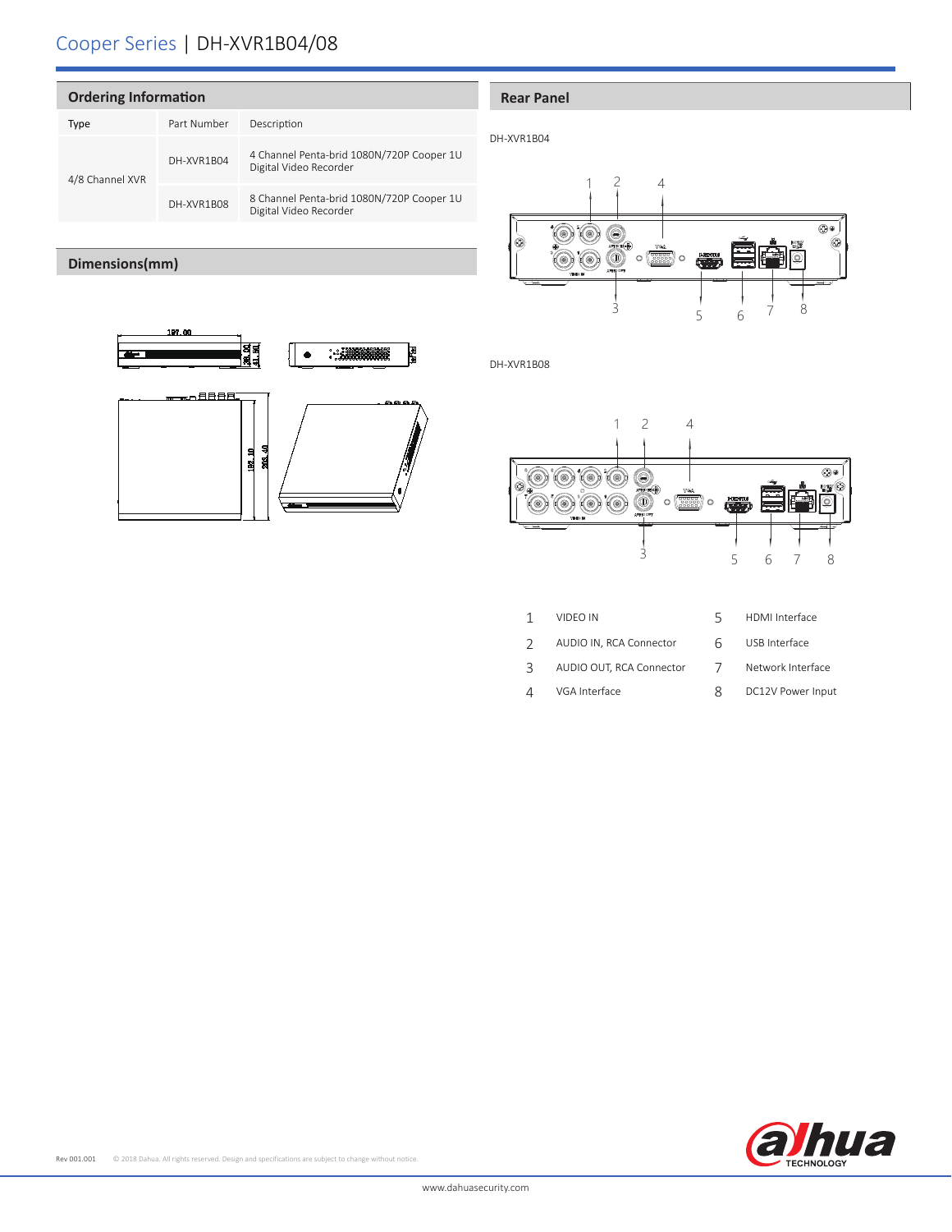## Ordering Information

| Type | Part Number | Description |
|---|---|---|
| 4/8 Channel XVR | DH-XVR1B04 | 4 Channel Penta-brid 1080N/720P Cooper 1U Digital Video Recorder |
| | DH-XVR1B08 | 8 Channel Penta-brid 1080N/720P Cooper 1U Digital Video Recorder |

## Dimensions(mm)

197.00

39.00

41.50

182.10

203.40

## Rear Panel

DH-XVR1B04

DH-XVR1B08

| | | | |
|---|---|---|---|
| 1 | VIDEO IN | 5 | HDMI Interface |
| 2 | AUDIO IN, RCA Connector | 6 | USB Interface |
| 3 | AUDIO OUT, RCA Connector | 7 | Network Interface |
| 4 | VGA Interface | 8 | DC12V Power Input |

Rev 001.001 © 2018 Dahua. All rights reserved. Design and specifications are subject to change without notice.

www.dahuasecurity.com